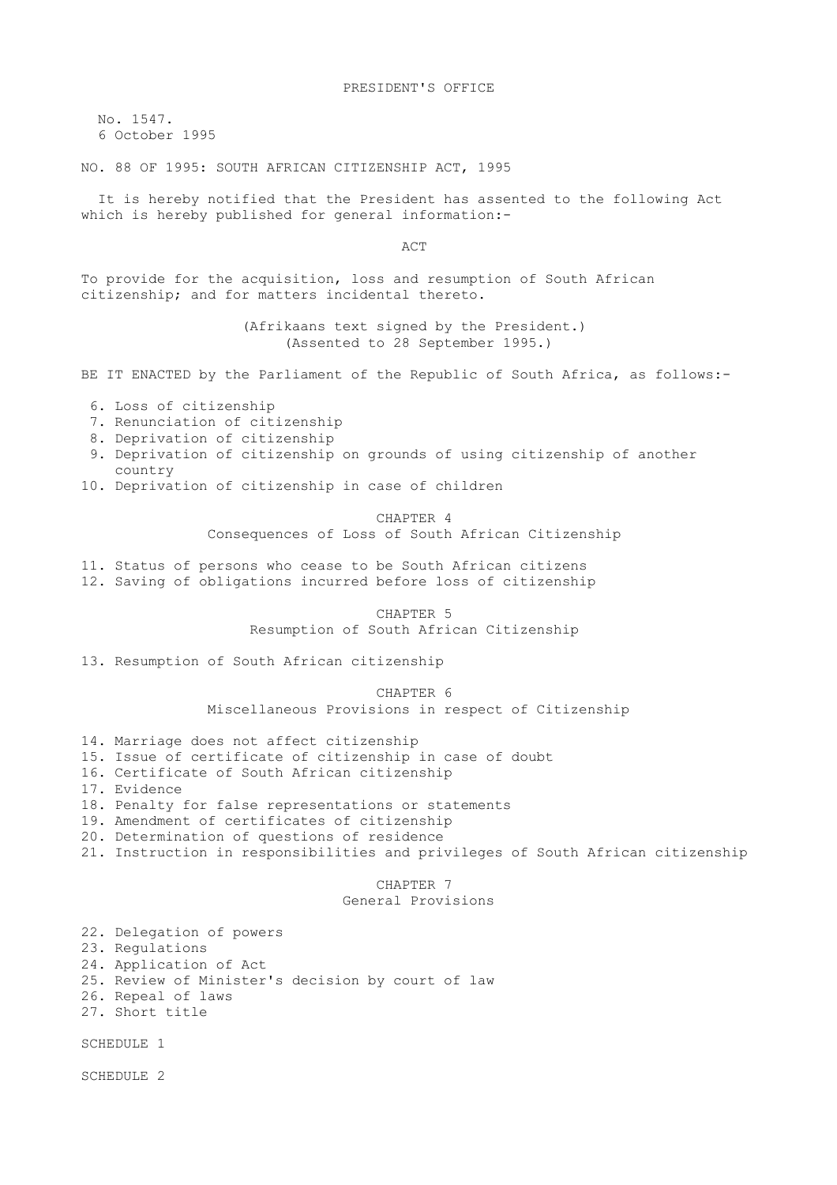PRESIDENT'S OFFICE

No. 1547.
6 October 1995

NO. 88 OF 1995: SOUTH AFRICAN CITIZENSHIP ACT, 1995

It is hereby notified that the President has assented to the following Act which is hereby published for general information:-

# ACT

To provide for the acquisition, loss and resumption of South African citizenship; and for matters incidental thereto.

(Afrikaans text signed by the President.)
(Assented to 28 September 1995.)

BE IT ENACTED by the Parliament of the Republic of South Africa, as follows:-

6. Loss of citizenship
7. Renunciation of citizenship
8. Deprivation of citizenship
9. Deprivation of citizenship on grounds of using citizenship of another country
10. Deprivation of citizenship in case of children

## CHAPTER 4
## Consequences of Loss of South African Citizenship

11. Status of persons who cease to be South African citizens
12. Saving of obligations incurred before loss of citizenship

## CHAPTER 5
## Resumption of South African Citizenship

13. Resumption of South African citizenship

## CHAPTER 6
## Miscellaneous Provisions in respect of Citizenship

14. Marriage does not affect citizenship
15. Issue of certificate of citizenship in case of doubt
16. Certificate of South African citizenship
17. Evidence
18. Penalty for false representations or statements
19. Amendment of certificates of citizenship
20. Determination of questions of residence
21. Instruction in responsibilities and privileges of South African citizenship

## CHAPTER 7
## General Provisions

22. Delegation of powers
23. Regulations
24. Application of Act
25. Review of Minister's decision by court of law
26. Repeal of laws
27. Short title

SCHEDULE 1

SCHEDULE 2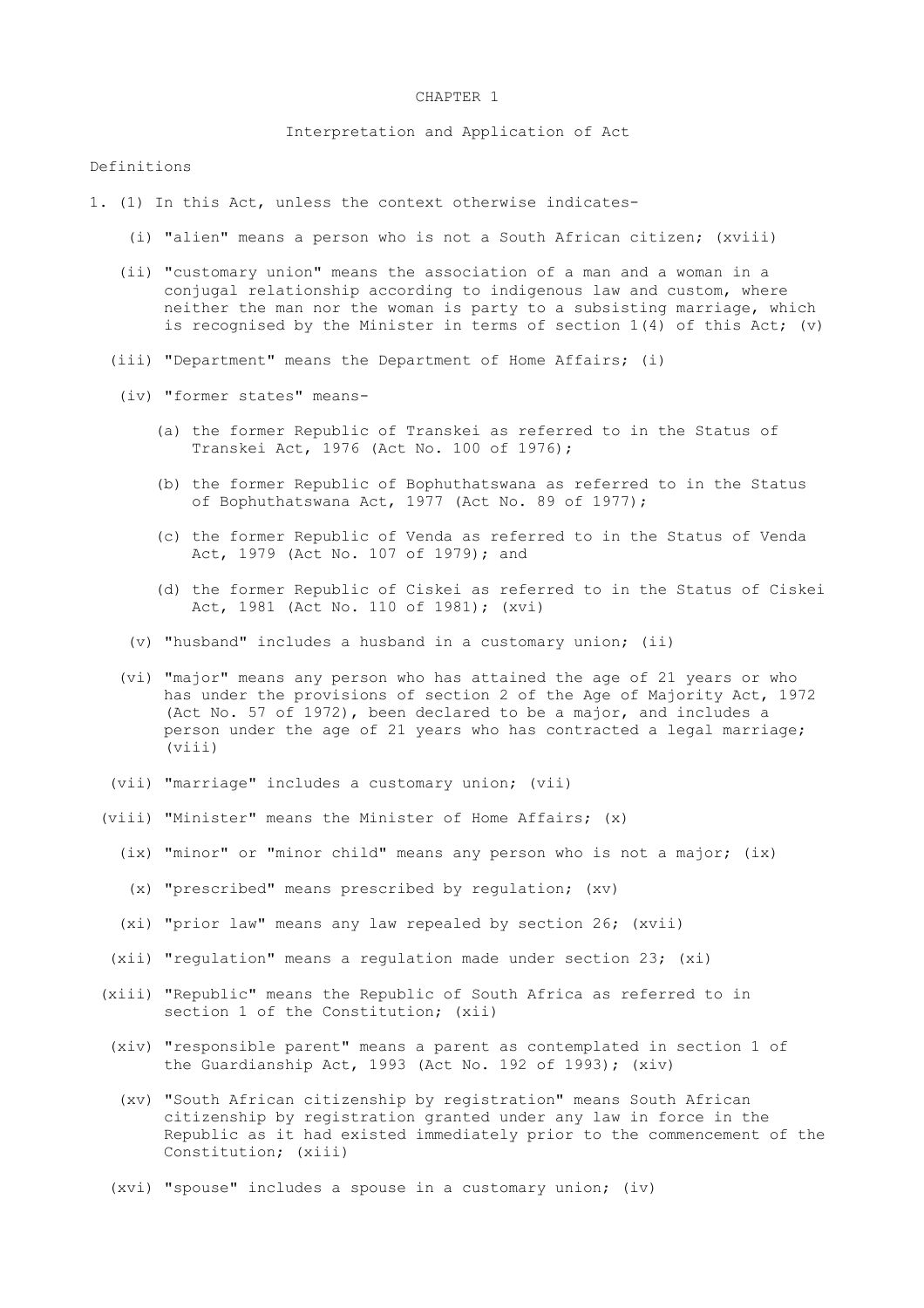# CHAPTER 1

## Interpretation and Application of Act

### Definitions

1. (1) In this Act, unless the context otherwise indicates-

(i) "alien" means a person who is not a South African citizen; (xviii)

(ii) "customary union" means the association of a man and a woman in a conjugal relationship according to indigenous law and custom, where neither the man nor the woman is party to a subsisting marriage, which is recognised by the Minister in terms of section 1(4) of this Act; (v)

(iii) "Department" means the Department of Home Affairs; (i)

(iv) "former states" means-

(a) the former Republic of Transkei as referred to in the Status of Transkei Act, 1976 (Act No. 100 of 1976);

(b) the former Republic of Bophuthatswana as referred to in the Status of Bophuthatswana Act, 1977 (Act No. 89 of 1977);

(c) the former Republic of Venda as referred to in the Status of Venda Act, 1979 (Act No. 107 of 1979); and

(d) the former Republic of Ciskei as referred to in the Status of Ciskei Act, 1981 (Act No. 110 of 1981); (xvi)

(v) "husband" includes a husband in a customary union; (ii)

(vi) "major" means any person who has attained the age of 21 years or who has under the provisions of section 2 of the Age of Majority Act, 1972 (Act No. 57 of 1972), been declared to be a major, and includes a person under the age of 21 years who has contracted a legal marriage; (viii)

(vii) "marriage" includes a customary union; (vii)

(viii) "Minister" means the Minister of Home Affairs; (x)

(ix) "minor" or "minor child" means any person who is not a major; (ix)

(x) "prescribed" means prescribed by regulation; (xv)

(xi) "prior law" means any law repealed by section 26; (xvii)

(xii) "regulation" means a regulation made under section 23; (xi)

(xiii) "Republic" means the Republic of South Africa as referred to in section 1 of the Constitution; (xii)

(xiv) "responsible parent" means a parent as contemplated in section 1 of the Guardianship Act, 1993 (Act No. 192 of 1993); (xiv)

(xv) "South African citizenship by registration" means South African citizenship by registration granted under any law in force in the Republic as it had existed immediately prior to the commencement of the Constitution; (xiii)

(xvi) "spouse" includes a spouse in a customary union; (iv)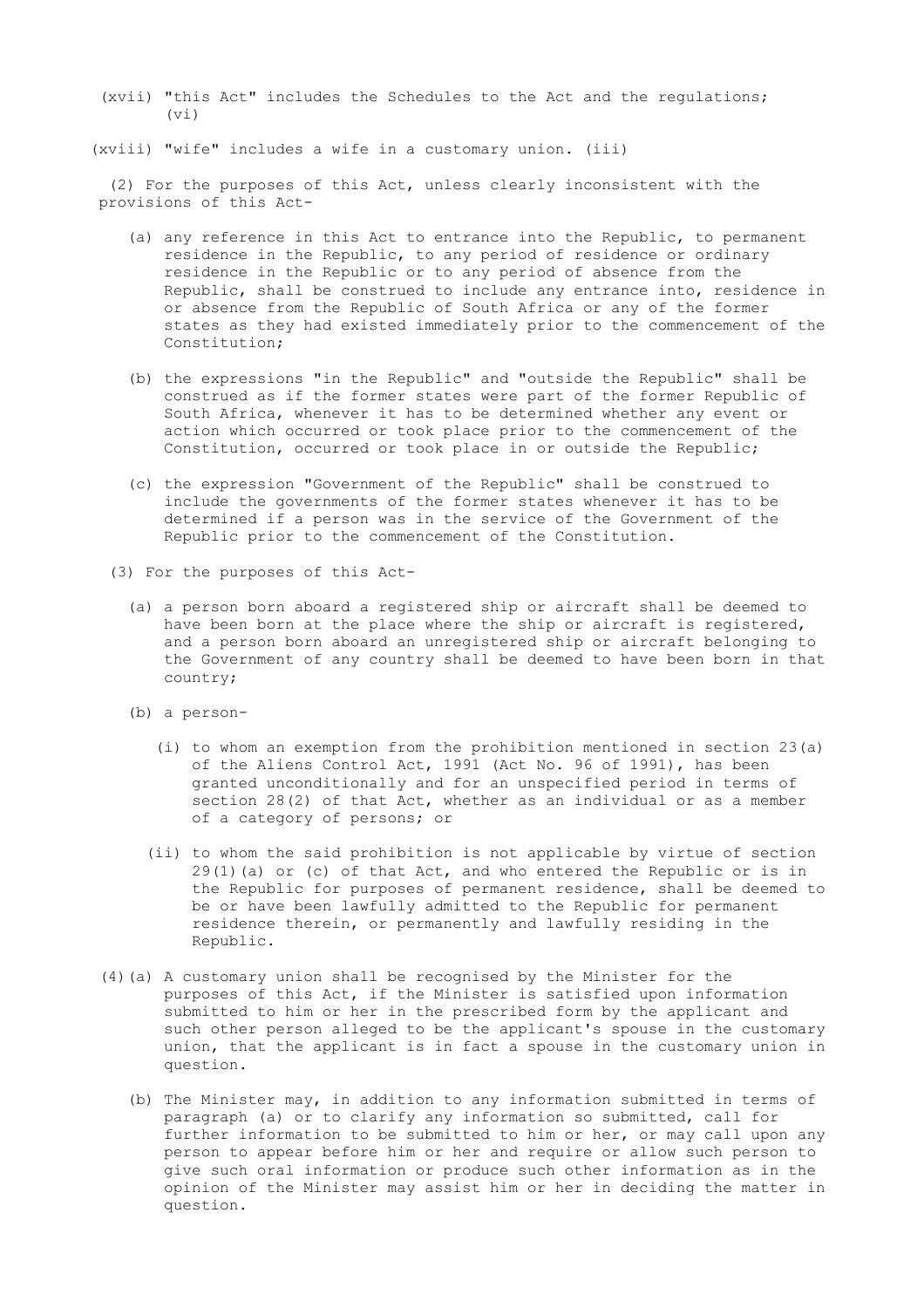(xvii) "this Act" includes the Schedules to the Act and the regulations; (vi)

(xviii) "wife" includes a wife in a customary union. (iii)

(2) For the purposes of this Act, unless clearly inconsistent with the provisions of this Act-

(a) any reference in this Act to entrance into the Republic, to permanent residence in the Republic, to any period of residence or ordinary residence in the Republic or to any period of absence from the Republic, shall be construed to include any entrance into, residence in or absence from the Republic of South Africa or any of the former states as they had existed immediately prior to the commencement of the Constitution;

(b) the expressions "in the Republic" and "outside the Republic" shall be construed as if the former states were part of the former Republic of South Africa, whenever it has to be determined whether any event or action which occurred or took place prior to the commencement of the Constitution, occurred or took place in or outside the Republic;

(c) the expression "Government of the Republic" shall be construed to include the governments of the former states whenever it has to be determined if a person was in the service of the Government of the Republic prior to the commencement of the Constitution.

(3) For the purposes of this Act-

(a) a person born aboard a registered ship or aircraft shall be deemed to have been born at the place where the ship or aircraft is registered, and a person born aboard an unregistered ship or aircraft belonging to the Government of any country shall be deemed to have been born in that country;

(b) a person-

(i) to whom an exemption from the prohibition mentioned in section 23(a) of the Aliens Control Act, 1991 (Act No. 96 of 1991), has been granted unconditionally and for an unspecified period in terms of section 28(2) of that Act, whether as an individual or as a member of a category of persons; or

(ii) to whom the said prohibition is not applicable by virtue of section 29(1)(a) or (c) of that Act, and who entered the Republic or is in the Republic for purposes of permanent residence, shall be deemed to be or have been lawfully admitted to the Republic for permanent residence therein, or permanently and lawfully residing in the Republic.

(4)(a) A customary union shall be recognised by the Minister for the purposes of this Act, if the Minister is satisfied upon information submitted to him or her in the prescribed form by the applicant and such other person alleged to be the applicant's spouse in the customary union, that the applicant is in fact a spouse in the customary union in question.

(b) The Minister may, in addition to any information submitted in terms of paragraph (a) or to clarify any information so submitted, call for further information to be submitted to him or her, or may call upon any person to appear before him or her and require or allow such person to give such oral information or produce such other information as in the opinion of the Minister may assist him or her in deciding the matter in question.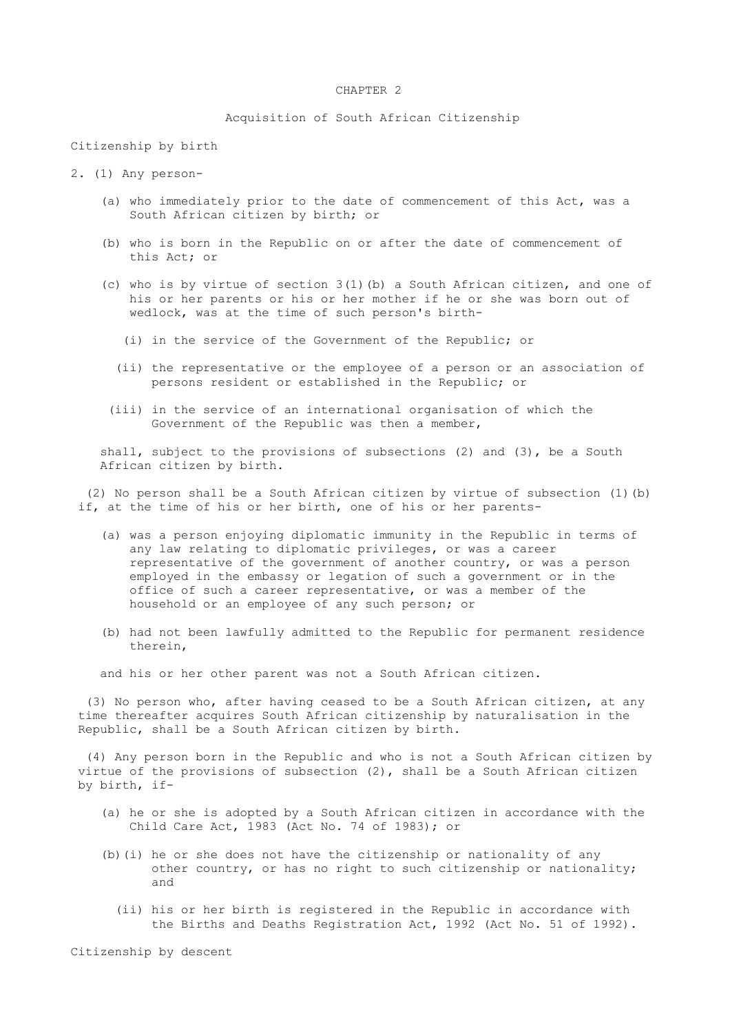# CHAPTER 2

## Acquisition of South African Citizenship

### Citizenship by birth

2\. (1) Any person-

(a) who immediately prior to the date of commencement of this Act, was a South African citizen by birth; or

(b) who is born in the Republic on or after the date of commencement of this Act; or

(c) who is by virtue of section 3(1)(b) a South African citizen, and one of his or her parents or his or her mother if he or she was born out of wedlock, was at the time of such person's birth-

(i) in the service of the Government of the Republic; or

(ii) the representative or the employee of a person or an association of persons resident or established in the Republic; or

(iii) in the service of an international organisation of which the Government of the Republic was then a member,

shall, subject to the provisions of subsections (2) and (3), be a South African citizen by birth.

(2) No person shall be a South African citizen by virtue of subsection (1)(b) if, at the time of his or her birth, one of his or her parents-

(a) was a person enjoying diplomatic immunity in the Republic in terms of any law relating to diplomatic privileges, or was a career representative of the government of another country, or was a person employed in the embassy or legation of such a government or in the office of such a career representative, or was a member of the household or an employee of any such person; or

(b) had not been lawfully admitted to the Republic for permanent residence therein,

and his or her other parent was not a South African citizen.

(3) No person who, after having ceased to be a South African citizen, at any time thereafter acquires South African citizenship by naturalisation in the Republic, shall be a South African citizen by birth.

(4) Any person born in the Republic and who is not a South African citizen by virtue of the provisions of subsection (2), shall be a South African citizen by birth, if-

(a) he or she is adopted by a South African citizen in accordance with the Child Care Act, 1983 (Act No. 74 of 1983); or

(b)(i) he or she does not have the citizenship or nationality of any other country, or has no right to such citizenship or nationality; and

(ii) his or her birth is registered in the Republic in accordance with the Births and Deaths Registration Act, 1992 (Act No. 51 of 1992).

### Citizenship by descent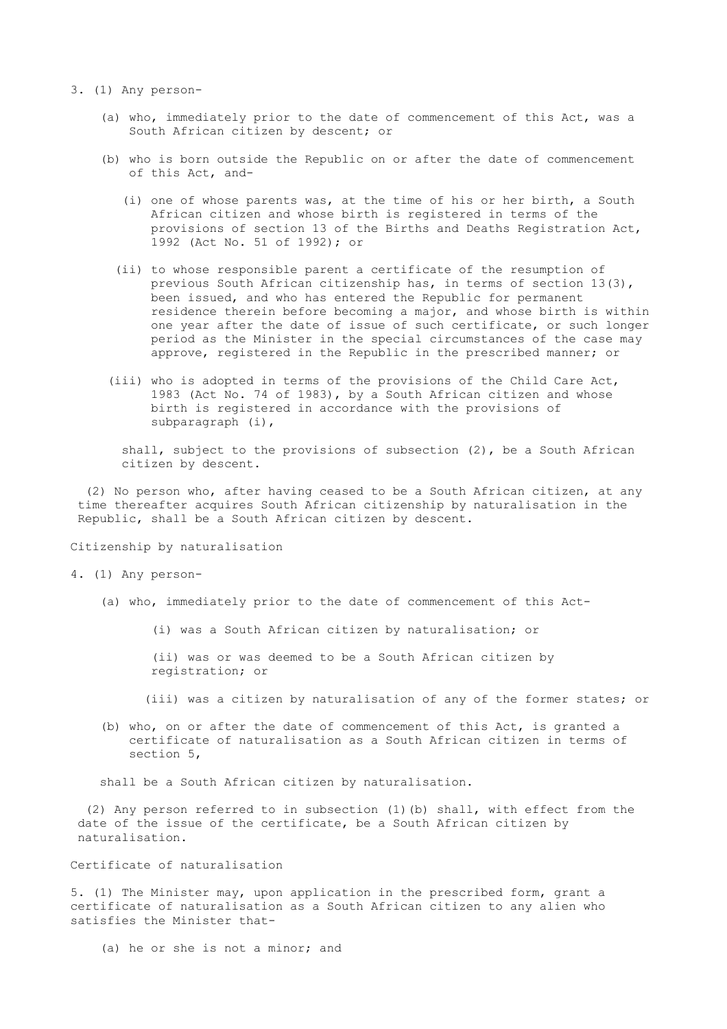3. (1) Any person-

(a) who, immediately prior to the date of commencement of this Act, was a South African citizen by descent; or

(b) who is born outside the Republic on or after the date of commencement of this Act, and-

(i) one of whose parents was, at the time of his or her birth, a South African citizen and whose birth is registered in terms of the provisions of section 13 of the Births and Deaths Registration Act, 1992 (Act No. 51 of 1992); or

(ii) to whose responsible parent a certificate of the resumption of previous South African citizenship has, in terms of section 13(3), been issued, and who has entered the Republic for permanent residence therein before becoming a major, and whose birth is within one year after the date of issue of such certificate, or such longer period as the Minister in the special circumstances of the case may approve, registered in the Republic in the prescribed manner; or

(iii) who is adopted in terms of the provisions of the Child Care Act, 1983 (Act No. 74 of 1983), by a South African citizen and whose birth is registered in accordance with the provisions of subparagraph (i),

shall, subject to the provisions of subsection (2), be a South African citizen by descent.

(2) No person who, after having ceased to be a South African citizen, at any time thereafter acquires South African citizenship by naturalisation in the Republic, shall be a South African citizen by descent.

Citizenship by naturalisation

4. (1) Any person-

(a) who, immediately prior to the date of commencement of this Act-

(i) was a South African citizen by naturalisation; or

(ii) was or was deemed to be a South African citizen by registration; or

(iii) was a citizen by naturalisation of any of the former states; or

(b) who, on or after the date of commencement of this Act, is granted a certificate of naturalisation as a South African citizen in terms of section 5,

shall be a South African citizen by naturalisation.

(2) Any person referred to in subsection (1)(b) shall, with effect from the date of the issue of the certificate, be a South African citizen by naturalisation.

Certificate of naturalisation

5. (1) The Minister may, upon application in the prescribed form, grant a certificate of naturalisation as a South African citizen to any alien who satisfies the Minister that-

(a) he or she is not a minor; and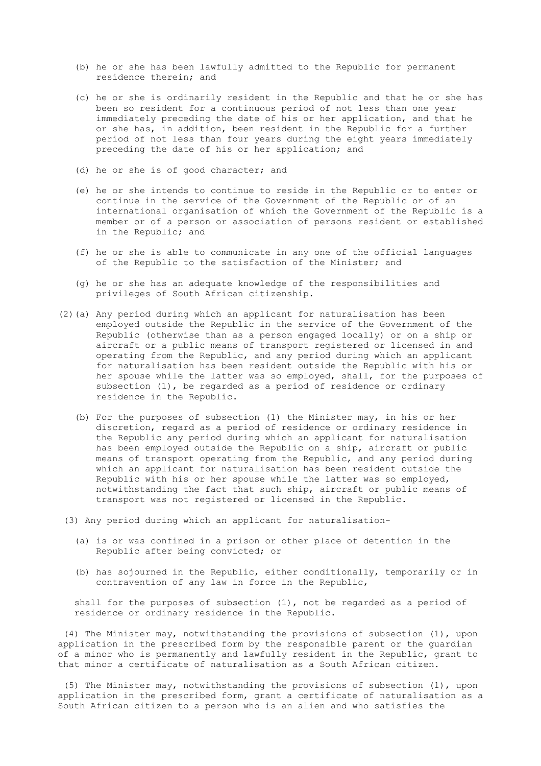(b) he or she has been lawfully admitted to the Republic for permanent residence therein; and

(c) he or she is ordinarily resident in the Republic and that he or she has been so resident for a continuous period of not less than one year immediately preceding the date of his or her application, and that he or she has, in addition, been resident in the Republic for a further period of not less than four years during the eight years immediately preceding the date of his or her application; and

(d) he or she is of good character; and

(e) he or she intends to continue to reside in the Republic or to enter or continue in the service of the Government of the Republic or of an international organisation of which the Government of the Republic is a member or of a person or association of persons resident or established in the Republic; and

(f) he or she is able to communicate in any one of the official languages of the Republic to the satisfaction of the Minister; and

(g) he or she has an adequate knowledge of the responsibilities and privileges of South African citizenship.

(2)(a) Any period during which an applicant for naturalisation has been employed outside the Republic in the service of the Government of the Republic (otherwise than as a person engaged locally) or on a ship or aircraft or a public means of transport registered or licensed in and operating from the Republic, and any period during which an applicant for naturalisation has been resident outside the Republic with his or her spouse while the latter was so employed, shall, for the purposes of subsection (1), be regarded as a period of residence or ordinary residence in the Republic.

(b) For the purposes of subsection (1) the Minister may, in his or her discretion, regard as a period of residence or ordinary residence in the Republic any period during which an applicant for naturalisation has been employed outside the Republic on a ship, aircraft or public means of transport operating from the Republic, and any period during which an applicant for naturalisation has been resident outside the Republic with his or her spouse while the latter was so employed, notwithstanding the fact that such ship, aircraft or public means of transport was not registered or licensed in the Republic.

(3) Any period during which an applicant for naturalisation-

(a) is or was confined in a prison or other place of detention in the Republic after being convicted; or

(b) has sojourned in the Republic, either conditionally, temporarily or in contravention of any law in force in the Republic,

shall for the purposes of subsection (1), not be regarded as a period of residence or ordinary residence in the Republic.

(4) The Minister may, notwithstanding the provisions of subsection (1), upon application in the prescribed form by the responsible parent or the guardian of a minor who is permanently and lawfully resident in the Republic, grant to that minor a certificate of naturalisation as a South African citizen.

(5) The Minister may, notwithstanding the provisions of subsection (1), upon application in the prescribed form, grant a certificate of naturalisation as a South African citizen to a person who is an alien and who satisfies the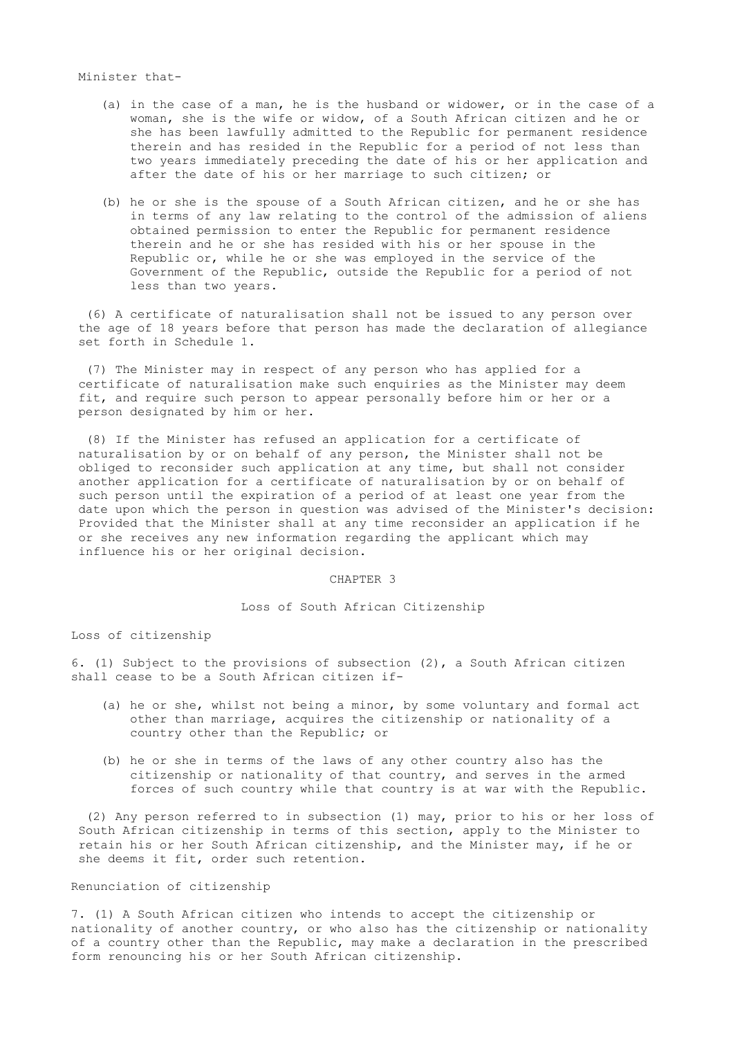Minister that-

(a) in the case of a man, he is the husband or widower, or in the case of a woman, she is the wife or widow, of a South African citizen and he or she has been lawfully admitted to the Republic for permanent residence therein and has resided in the Republic for a period of not less than two years immediately preceding the date of his or her application and after the date of his or her marriage to such citizen; or

(b) he or she is the spouse of a South African citizen, and he or she has in terms of any law relating to the control of the admission of aliens obtained permission to enter the Republic for permanent residence therein and he or she has resided with his or her spouse in the Republic or, while he or she was employed in the service of the Government of the Republic, outside the Republic for a period of not less than two years.

(6) A certificate of naturalisation shall not be issued to any person over the age of 18 years before that person has made the declaration of allegiance set forth in Schedule 1.

(7) The Minister may in respect of any person who has applied for a certificate of naturalisation make such enquiries as the Minister may deem fit, and require such person to appear personally before him or her or a person designated by him or her.

(8) If the Minister has refused an application for a certificate of naturalisation by or on behalf of any person, the Minister shall not be obliged to reconsider such application at any time, but shall not consider another application for a certificate of naturalisation by or on behalf of such person until the expiration of a period of at least one year from the date upon which the person in question was advised of the Minister's decision: Provided that the Minister shall at any time reconsider an application if he or she receives any new information regarding the applicant which may influence his or her original decision.

## CHAPTER 3

## Loss of South African Citizenship

### Loss of citizenship

6. (1) Subject to the provisions of subsection (2), a South African citizen shall cease to be a South African citizen if-

(a) he or she, whilst not being a minor, by some voluntary and formal act other than marriage, acquires the citizenship or nationality of a country other than the Republic; or

(b) he or she in terms of the laws of any other country also has the citizenship or nationality of that country, and serves in the armed forces of such country while that country is at war with the Republic.

(2) Any person referred to in subsection (1) may, prior to his or her loss of South African citizenship in terms of this section, apply to the Minister to retain his or her South African citizenship, and the Minister may, if he or she deems it fit, order such retention.

### Renunciation of citizenship

7. (1) A South African citizen who intends to accept the citizenship or nationality of another country, or who also has the citizenship or nationality of a country other than the Republic, may make a declaration in the prescribed form renouncing his or her South African citizenship.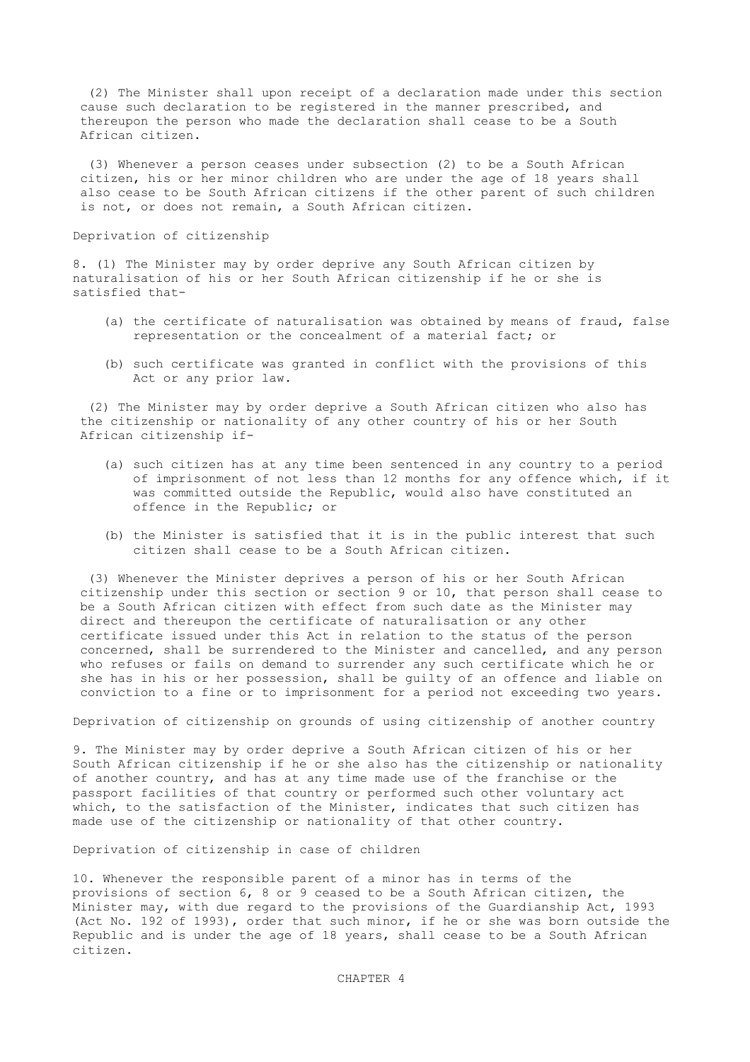(2) The Minister shall upon receipt of a declaration made under this section cause such declaration to be registered in the manner prescribed, and thereupon the person who made the declaration shall cease to be a South African citizen.

(3) Whenever a person ceases under subsection (2) to be a South African citizen, his or her minor children who are under the age of 18 years shall also cease to be South African citizens if the other parent of such children is not, or does not remain, a South African citizen.

### Deprivation of citizenship

8. (1) The Minister may by order deprive any South African citizen by naturalisation of his or her South African citizenship if he or she is satisfied that-

(a) the certificate of naturalisation was obtained by means of fraud, false representation or the concealment of a material fact; or

(b) such certificate was granted in conflict with the provisions of this Act or any prior law.

(2) The Minister may by order deprive a South African citizen who also has the citizenship or nationality of any other country of his or her South African citizenship if-

(a) such citizen has at any time been sentenced in any country to a period of imprisonment of not less than 12 months for any offence which, if it was committed outside the Republic, would also have constituted an offence in the Republic; or

(b) the Minister is satisfied that it is in the public interest that such citizen shall cease to be a South African citizen.

(3) Whenever the Minister deprives a person of his or her South African citizenship under this section or section 9 or 10, that person shall cease to be a South African citizen with effect from such date as the Minister may direct and thereupon the certificate of naturalisation or any other certificate issued under this Act in relation to the status of the person concerned, shall be surrendered to the Minister and cancelled, and any person who refuses or fails on demand to surrender any such certificate which he or she has in his or her possession, shall be guilty of an offence and liable on conviction to a fine or to imprisonment for a period not exceeding two years.

### Deprivation of citizenship on grounds of using citizenship of another country

9. The Minister may by order deprive a South African citizen of his or her South African citizenship if he or she also has the citizenship or nationality of another country, and has at any time made use of the franchise or the passport facilities of that country or performed such other voluntary act which, to the satisfaction of the Minister, indicates that such citizen has made use of the citizenship or nationality of that other country.

### Deprivation of citizenship in case of children

10. Whenever the responsible parent of a minor has in terms of the provisions of section 6, 8 or 9 ceased to be a South African citizen, the Minister may, with due regard to the provisions of the Guardianship Act, 1993 (Act No. 192 of 1993), order that such minor, if he or she was born outside the Republic and is under the age of 18 years, shall cease to be a South African citizen.

## CHAPTER 4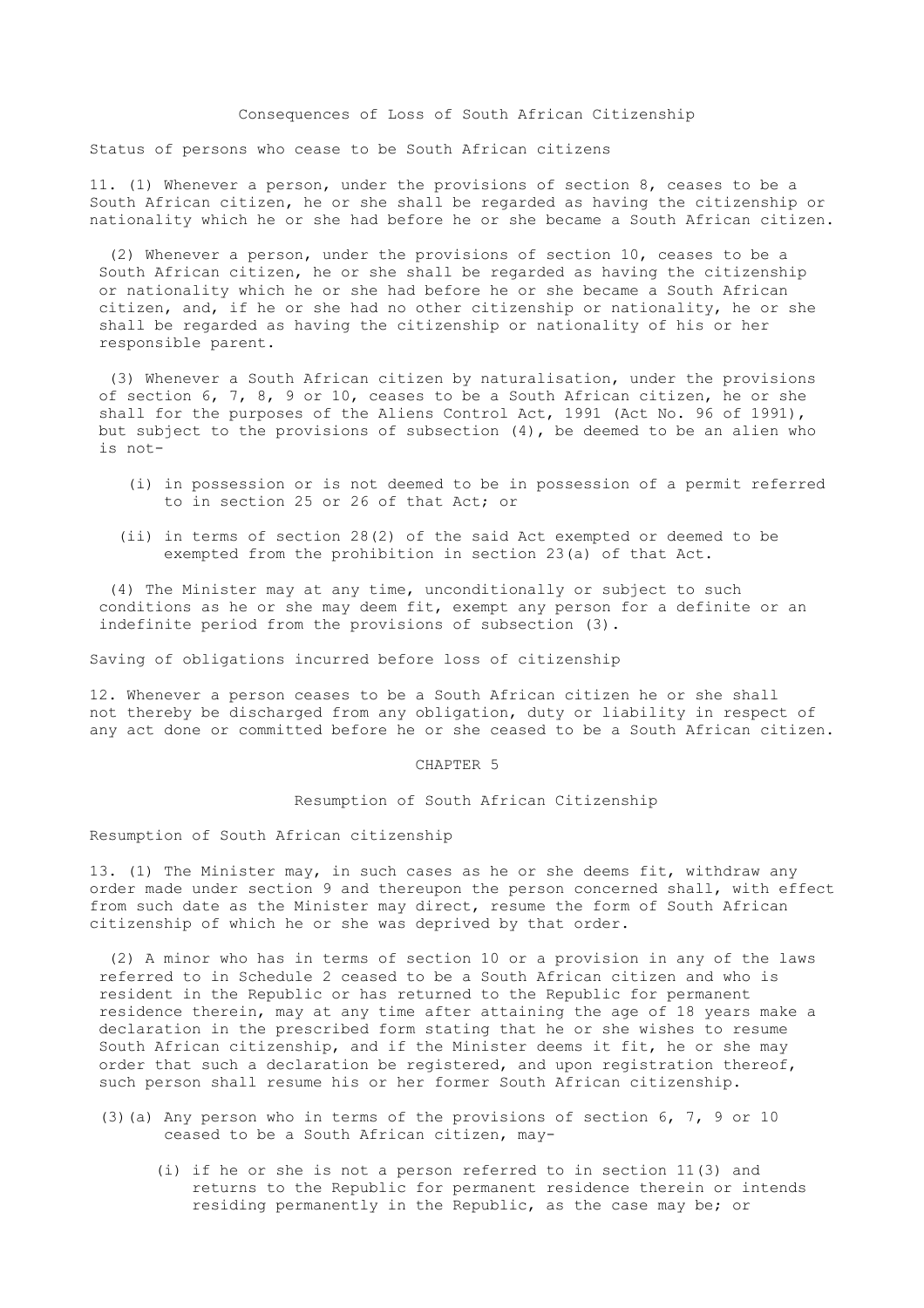## Consequences of Loss of South African Citizenship

### Status of persons who cease to be South African citizens

11. (1) Whenever a person, under the provisions of section 8, ceases to be a South African citizen, he or she shall be regarded as having the citizenship or nationality which he or she had before he or she became a South African citizen.

(2) Whenever a person, under the provisions of section 10, ceases to be a South African citizen, he or she shall be regarded as having the citizenship or nationality which he or she had before he or she became a South African citizen, and, if he or she had no other citizenship or nationality, he or she shall be regarded as having the citizenship or nationality of his or her responsible parent.

(3) Whenever a South African citizen by naturalisation, under the provisions of section 6, 7, 8, 9 or 10, ceases to be a South African citizen, he or she shall for the purposes of the Aliens Control Act, 1991 (Act No. 96 of 1991), but subject to the provisions of subsection (4), be deemed to be an alien who is not-

(i) in possession or is not deemed to be in possession of a permit referred to in section 25 or 26 of that Act; or

(ii) in terms of section 28(2) of the said Act exempted or deemed to be exempted from the prohibition in section 23(a) of that Act.

(4) The Minister may at any time, unconditionally or subject to such conditions as he or she may deem fit, exempt any person for a definite or an indefinite period from the provisions of subsection (3).

### Saving of obligations incurred before loss of citizenship

12. Whenever a person ceases to be a South African citizen he or she shall not thereby be discharged from any obligation, duty or liability in respect of any act done or committed before he or she ceased to be a South African citizen.

# CHAPTER 5

## Resumption of South African Citizenship

### Resumption of South African citizenship

13. (1) The Minister may, in such cases as he or she deems fit, withdraw any order made under section 9 and thereupon the person concerned shall, with effect from such date as the Minister may direct, resume the form of South African citizenship of which he or she was deprived by that order.

(2) A minor who has in terms of section 10 or a provision in any of the laws referred to in Schedule 2 ceased to be a South African citizen and who is resident in the Republic or has returned to the Republic for permanent residence therein, may at any time after attaining the age of 18 years make a declaration in the prescribed form stating that he or she wishes to resume South African citizenship, and if the Minister deems it fit, he or she may order that such a declaration be registered, and upon registration thereof, such person shall resume his or her former South African citizenship.

(3)(a) Any person who in terms of the provisions of section 6, 7, 9 or 10 ceased to be a South African citizen, may-

(i) if he or she is not a person referred to in section 11(3) and returns to the Republic for permanent residence therein or intends residing permanently in the Republic, as the case may be; or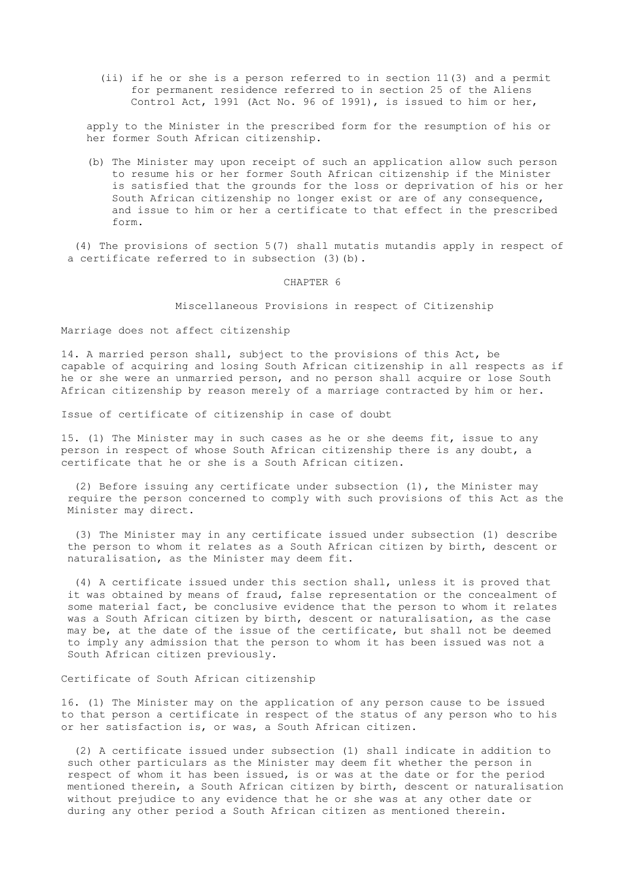(ii) if he or she is a person referred to in section 11(3) and a permit for permanent residence referred to in section 25 of the Aliens Control Act, 1991 (Act No. 96 of 1991), is issued to him or her,

apply to the Minister in the prescribed form for the resumption of his or her former South African citizenship.

(b) The Minister may upon receipt of such an application allow such person to resume his or her former South African citizenship if the Minister is satisfied that the grounds for the loss or deprivation of his or her South African citizenship no longer exist or are of any consequence, and issue to him or her a certificate to that effect in the prescribed form.

(4) The provisions of section 5(7) shall mutatis mutandis apply in respect of a certificate referred to in subsection (3)(b).

## CHAPTER 6

### Miscellaneous Provisions in respect of Citizenship

Marriage does not affect citizenship

14. A married person shall, subject to the provisions of this Act, be capable of acquiring and losing South African citizenship in all respects as if he or she were an unmarried person, and no person shall acquire or lose South African citizenship by reason merely of a marriage contracted by him or her.

Issue of certificate of citizenship in case of doubt

15. (1) The Minister may in such cases as he or she deems fit, issue to any person in respect of whose South African citizenship there is any doubt, a certificate that he or she is a South African citizen.

(2) Before issuing any certificate under subsection (1), the Minister may require the person concerned to comply with such provisions of this Act as the Minister may direct.

(3) The Minister may in any certificate issued under subsection (1) describe the person to whom it relates as a South African citizen by birth, descent or naturalisation, as the Minister may deem fit.

(4) A certificate issued under this section shall, unless it is proved that it was obtained by means of fraud, false representation or the concealment of some material fact, be conclusive evidence that the person to whom it relates was a South African citizen by birth, descent or naturalisation, as the case may be, at the date of the issue of the certificate, but shall not be deemed to imply any admission that the person to whom it has been issued was not a South African citizen previously.

Certificate of South African citizenship

16. (1) The Minister may on the application of any person cause to be issued to that person a certificate in respect of the status of any person who to his or her satisfaction is, or was, a South African citizen.

(2) A certificate issued under subsection (1) shall indicate in addition to such other particulars as the Minister may deem fit whether the person in respect of whom it has been issued, is or was at the date or for the period mentioned therein, a South African citizen by birth, descent or naturalisation without prejudice to any evidence that he or she was at any other date or during any other period a South African citizen as mentioned therein.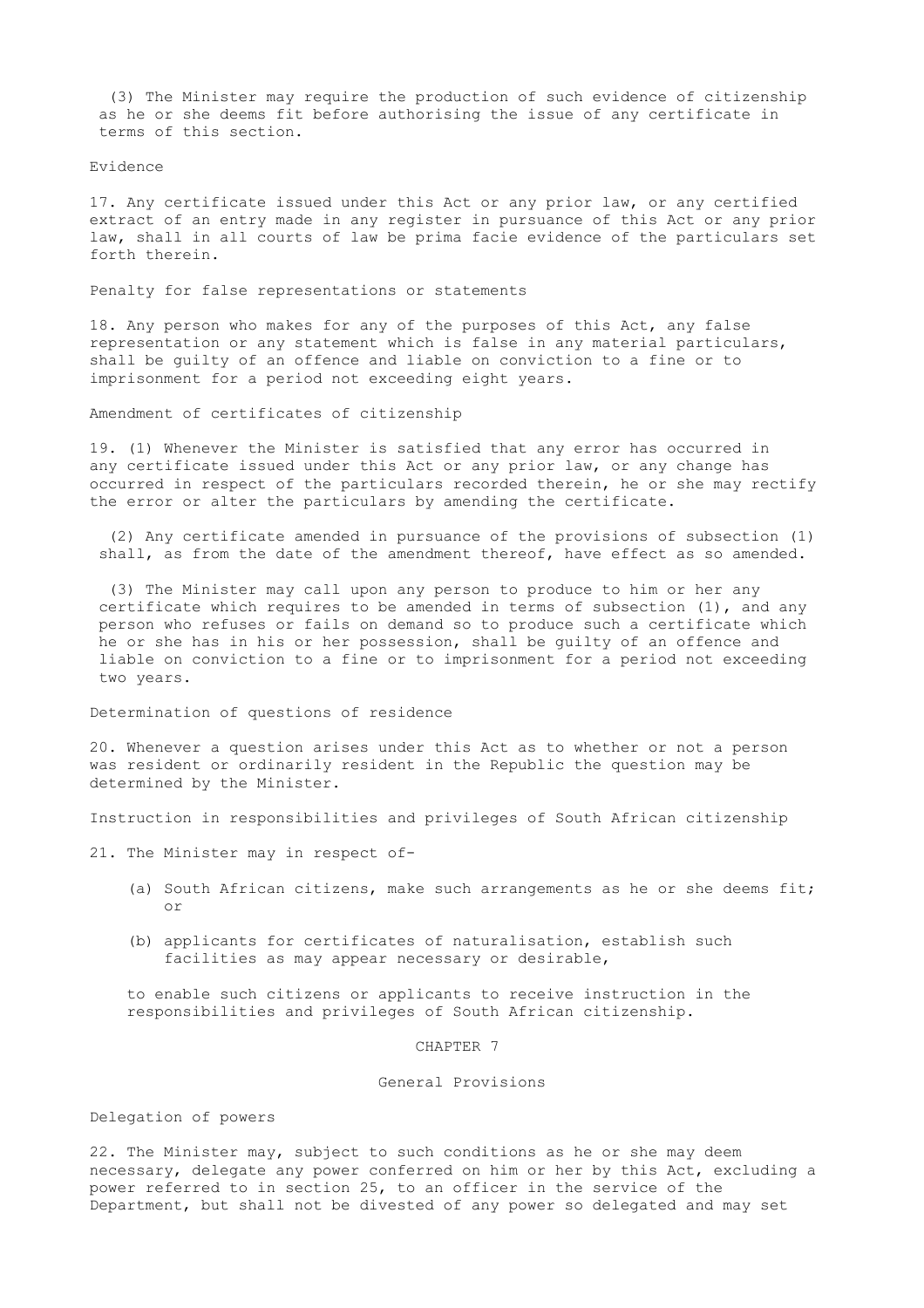(3) The Minister may require the production of such evidence of citizenship as he or she deems fit before authorising the issue of any certificate in terms of this section.

### Evidence

17. Any certificate issued under this Act or any prior law, or any certified extract of an entry made in any register in pursuance of this Act or any prior law, shall in all courts of law be prima facie evidence of the particulars set forth therein.

### Penalty for false representations or statements

18. Any person who makes for any of the purposes of this Act, any false representation or any statement which is false in any material particulars, shall be guilty of an offence and liable on conviction to a fine or to imprisonment for a period not exceeding eight years.

### Amendment of certificates of citizenship

19. (1) Whenever the Minister is satisfied that any error has occurred in any certificate issued under this Act or any prior law, or any change has occurred in respect of the particulars recorded therein, he or she may rectify the error or alter the particulars by amending the certificate.

(2) Any certificate amended in pursuance of the provisions of subsection (1) shall, as from the date of the amendment thereof, have effect as so amended.

(3) The Minister may call upon any person to produce to him or her any certificate which requires to be amended in terms of subsection (1), and any person who refuses or fails on demand so to produce such a certificate which he or she has in his or her possession, shall be guilty of an offence and liable on conviction to a fine or to imprisonment for a period not exceeding two years.

### Determination of questions of residence

20. Whenever a question arises under this Act as to whether or not a person was resident or ordinarily resident in the Republic the question may be determined by the Minister.

### Instruction in responsibilities and privileges of South African citizenship

21. The Minister may in respect of-

(a) South African citizens, make such arrangements as he or she deems fit; or

(b) applicants for certificates of naturalisation, establish such facilities as may appear necessary or desirable,

to enable such citizens or applicants to receive instruction in the responsibilities and privileges of South African citizenship.

## CHAPTER 7

## General Provisions

### Delegation of powers

22. The Minister may, subject to such conditions as he or she may deem necessary, delegate any power conferred on him or her by this Act, excluding a power referred to in section 25, to an officer in the service of the Department, but shall not be divested of any power so delegated and may set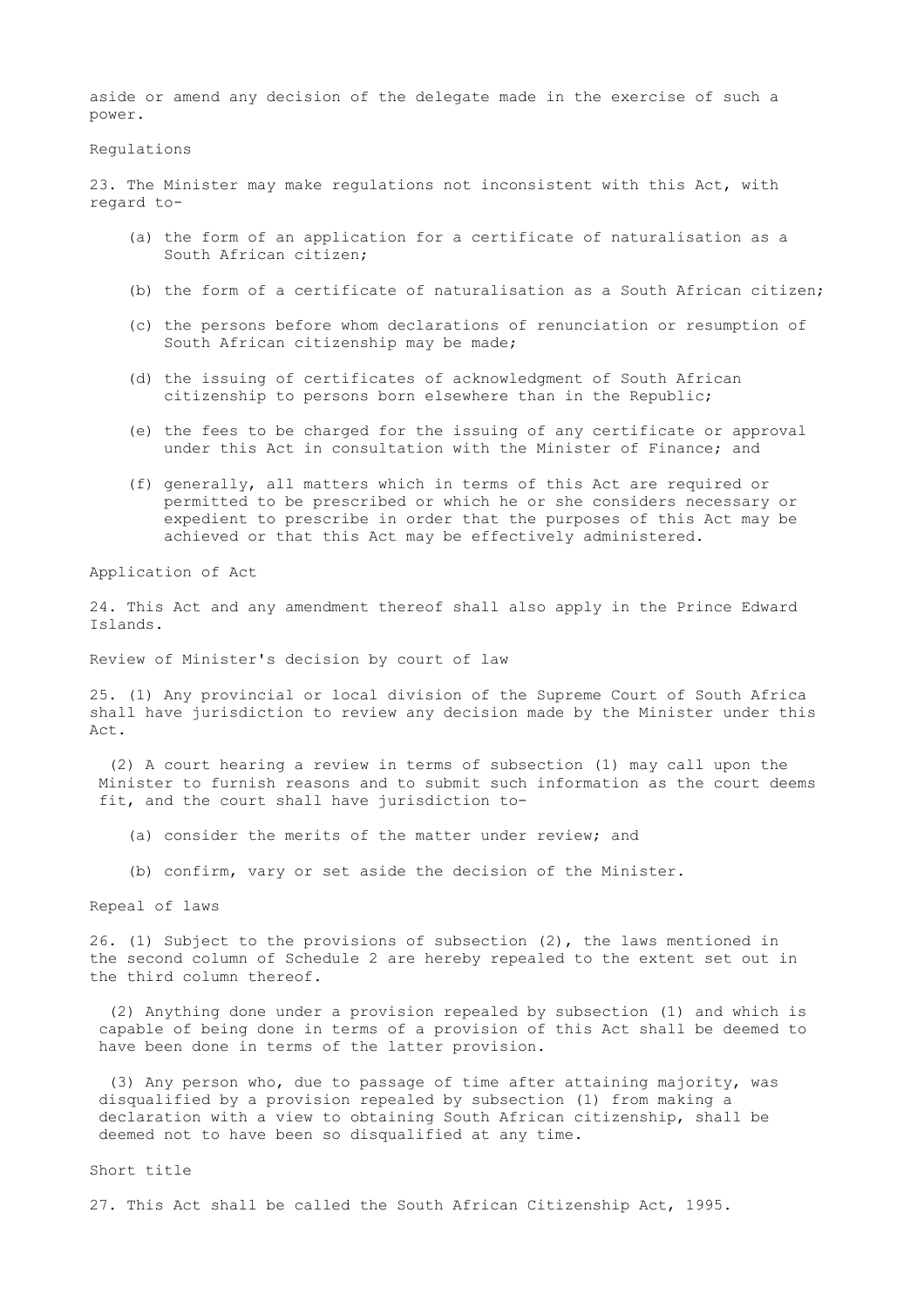aside or amend any decision of the delegate made in the exercise of such a power.

### Regulations

23. The Minister may make regulations not inconsistent with this Act, with regard to-

(a) the form of an application for a certificate of naturalisation as a South African citizen;

(b) the form of a certificate of naturalisation as a South African citizen;

(c) the persons before whom declarations of renunciation or resumption of South African citizenship may be made;

(d) the issuing of certificates of acknowledgment of South African citizenship to persons born elsewhere than in the Republic;

(e) the fees to be charged for the issuing of any certificate or approval under this Act in consultation with the Minister of Finance; and

(f) generally, all matters which in terms of this Act are required or permitted to be prescribed or which he or she considers necessary or expedient to prescribe in order that the purposes of this Act may be achieved or that this Act may be effectively administered.

### Application of Act

24. This Act and any amendment thereof shall also apply in the Prince Edward Islands.

### Review of Minister's decision by court of law

25. (1) Any provincial or local division of the Supreme Court of South Africa shall have jurisdiction to review any decision made by the Minister under this Act.

(2) A court hearing a review in terms of subsection (1) may call upon the Minister to furnish reasons and to submit such information as the court deems fit, and the court shall have jurisdiction to-

(a) consider the merits of the matter under review; and

(b) confirm, vary or set aside the decision of the Minister.

### Repeal of laws

26. (1) Subject to the provisions of subsection (2), the laws mentioned in the second column of Schedule 2 are hereby repealed to the extent set out in the third column thereof.

(2) Anything done under a provision repealed by subsection (1) and which is capable of being done in terms of a provision of this Act shall be deemed to have been done in terms of the latter provision.

(3) Any person who, due to passage of time after attaining majority, was disqualified by a provision repealed by subsection (1) from making a declaration with a view to obtaining South African citizenship, shall be deemed not to have been so disqualified at any time.

### Short title

27. This Act shall be called the South African Citizenship Act, 1995.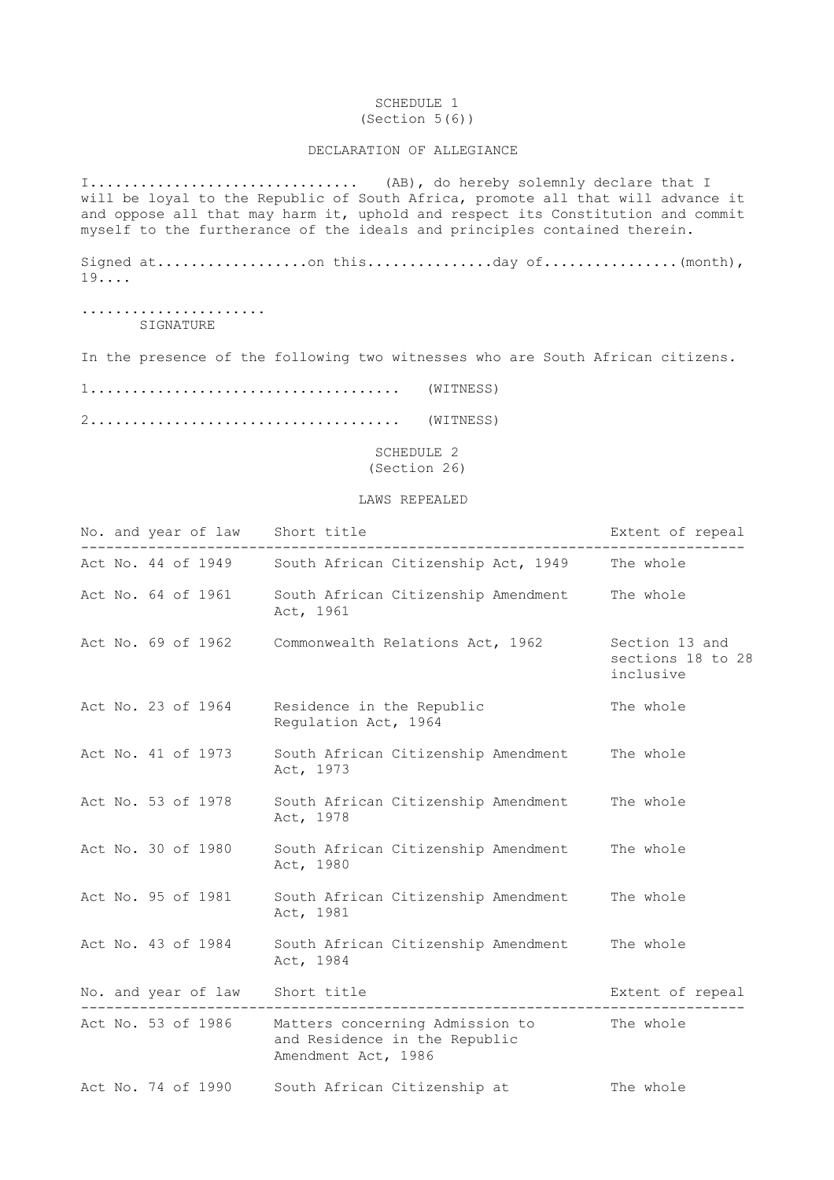SCHEDULE 1
(Section 5(6))

DECLARATION OF ALLEGIANCE

I................................ (AB), do hereby solemnly declare that I will be loyal to the Republic of South Africa, promote all that will advance it and oppose all that may harm it, uphold and respect its Constitution and commit myself to the furtherance of the ideals and principles contained therein.

Signed at..................on this...............day of................(month), 19....

......................
SIGNATURE

In the presence of the following two witnesses who are South African citizens.

1.................................... (WITNESS)

2.................................... (WITNESS)

SCHEDULE 2
(Section 26)

LAWS REPEALED

| No. and year of law | Short title | Extent of repeal |
|---|---|---|
| Act No. 44 of 1949 | South African Citizenship Act, 1949 | The whole |
| Act No. 64 of 1961 | South African Citizenship Amendment Act, 1961 | The whole |
| Act No. 69 of 1962 | Commonwealth Relations Act, 1962 | Section 13 and sections 18 to 28 inclusive |
| Act No. 23 of 1964 | Residence in the Republic Regulation Act, 1964 | The whole |
| Act No. 41 of 1973 | South African Citizenship Amendment Act, 1973 | The whole |
| Act No. 53 of 1978 | South African Citizenship Amendment Act, 1978 | The whole |
| Act No. 30 of 1980 | South African Citizenship Amendment Act, 1980 | The whole |
| Act No. 95 of 1981 | South African Citizenship Amendment Act, 1981 | The whole |
| Act No. 43 of 1984 | South African Citizenship Amendment Act, 1984 | The whole |
| Act No. 53 of 1986 | Matters concerning Admission to and Residence in the Republic Amendment Act, 1986 | The whole |
| Act No. 74 of 1990 | South African Citizenship at | The whole |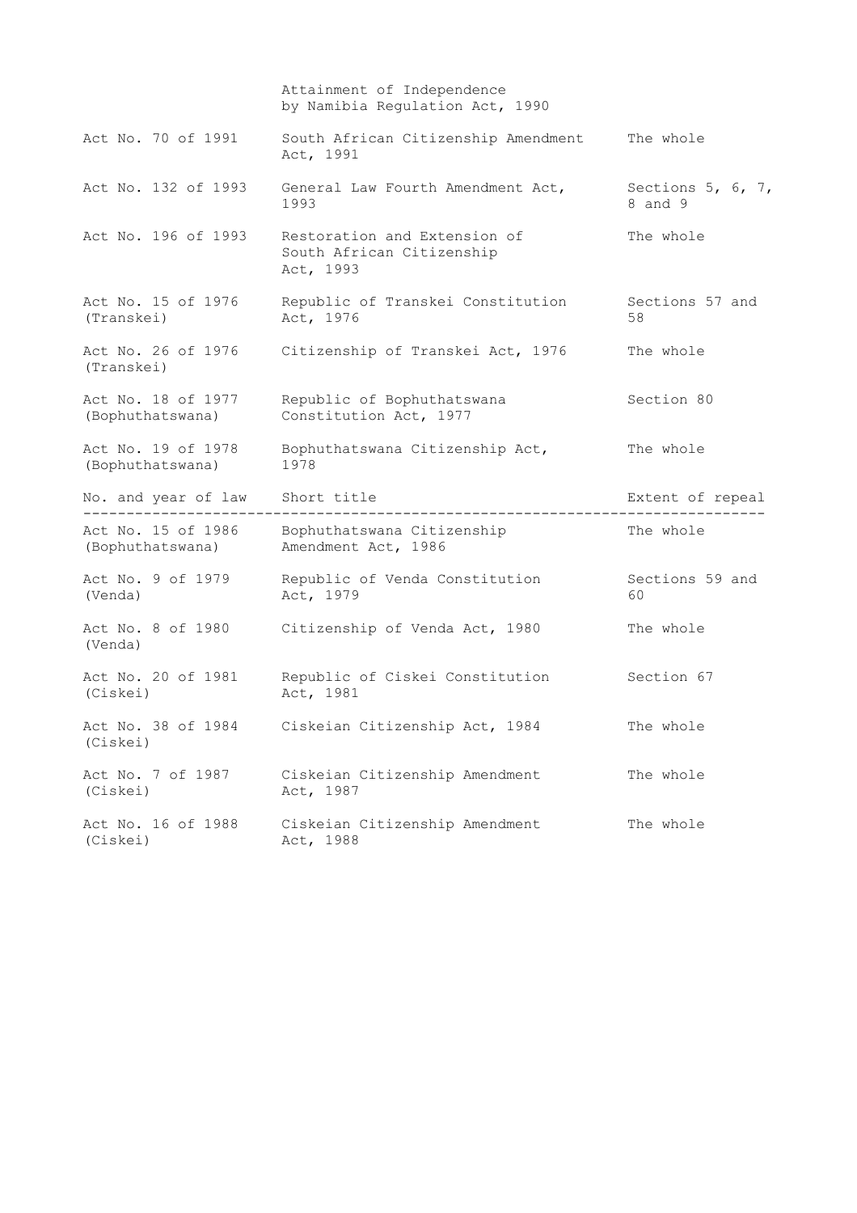| No. and year of law | Short title | Extent of repeal |
|---|---|---|
| | Attainment of Independence by Namibia Regulation Act, 1990 | |
| Act No. 70 of 1991 | South African Citizenship Amendment Act, 1991 | The whole |
| Act No. 132 of 1993 | General Law Fourth Amendment Act, 1993 | Sections 5, 6, 7, 8 and 9 |
| Act No. 196 of 1993 | Restoration and Extension of South African Citizenship Act, 1993 | The whole |
| Act No. 15 of 1976 (Transkei) | Republic of Transkei Constitution Act, 1976 | Sections 57 and 58 |
| Act No. 26 of 1976 (Transkei) | Citizenship of Transkei Act, 1976 | The whole |
| Act No. 18 of 1977 (Bophuthatswana) | Republic of Bophuthatswana Constitution Act, 1977 | Section 80 |
| Act No. 19 of 1978 (Bophuthatswana) | Bophuthatswana Citizenship Act, 1978 | The whole |
| Act No. 15 of 1986 (Bophuthatswana) | Bophuthatswana Citizenship Amendment Act, 1986 | The whole |
| Act No. 9 of 1979 (Venda) | Republic of Venda Constitution Act, 1979 | Sections 59 and 60 |
| Act No. 8 of 1980 (Venda) | Citizenship of Venda Act, 1980 | The whole |
| Act No. 20 of 1981 (Ciskei) | Republic of Ciskei Constitution Act, 1981 | Section 67 |
| Act No. 38 of 1984 (Ciskei) | Ciskeian Citizenship Act, 1984 | The whole |
| Act No. 7 of 1987 (Ciskei) | Ciskeian Citizenship Amendment Act, 1987 | The whole |
| Act No. 16 of 1988 (Ciskei) | Ciskeian Citizenship Amendment Act, 1988 | The whole |